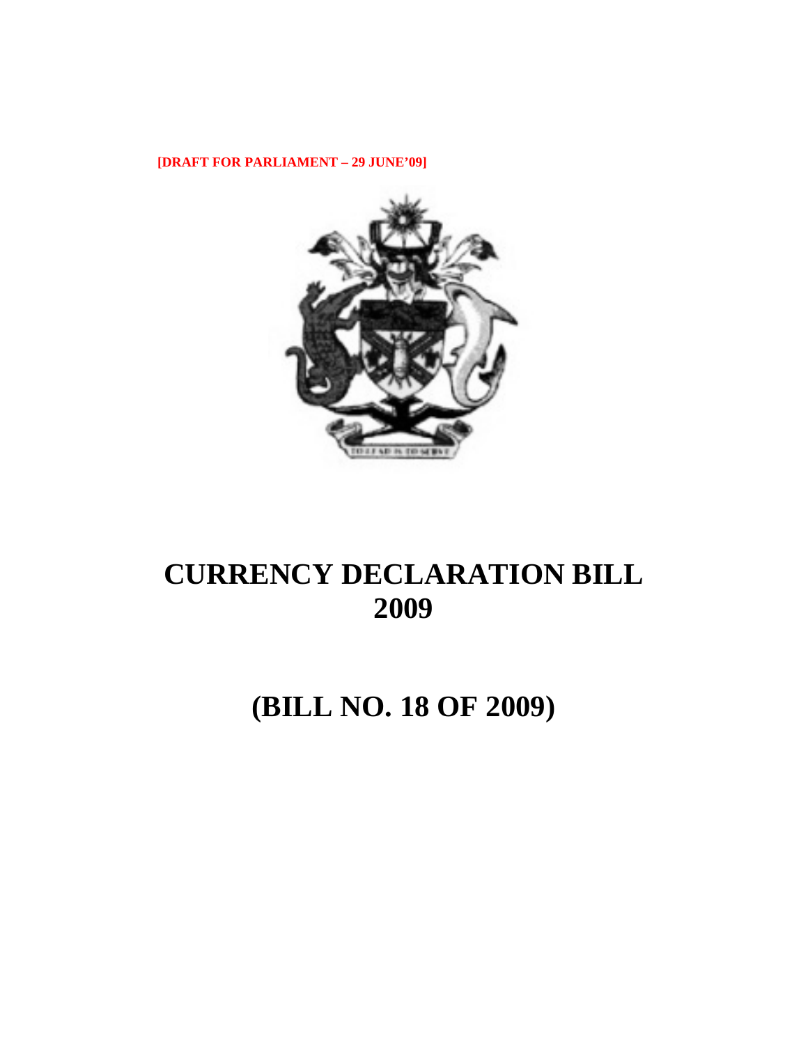**[DRAFT FOR PARLIAMENT – 29 JUNE'09]**

# CURRENCY DECLARATION BILL 2009

# (BILL NO. 18 OF 2009)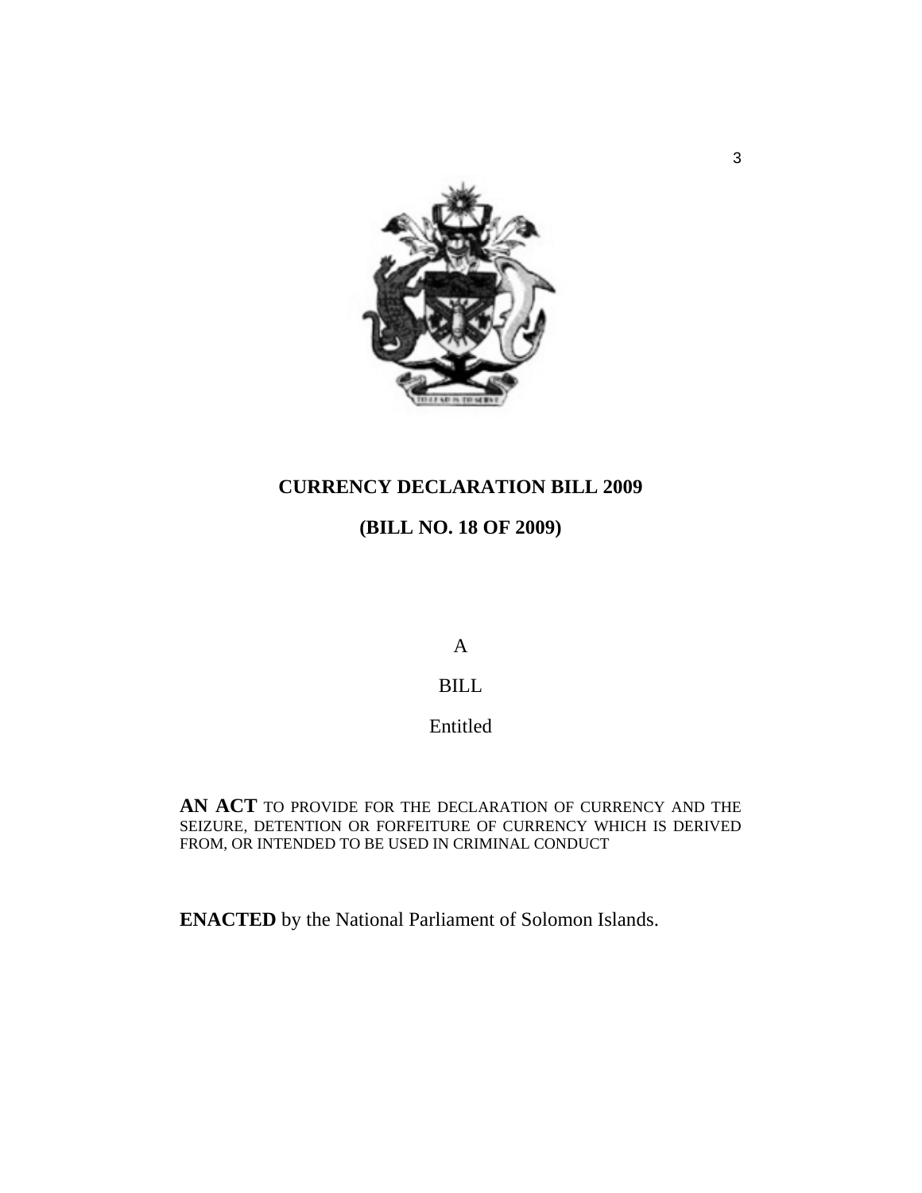**CURRENCY DECLARATION BILL 2009**

**(BILL NO. 18 OF 2009)**

A

BILL

Entitled

**AN ACT** TO PROVIDE FOR THE DECLARATION OF CURRENCY AND THE SEIZURE, DETENTION OR FORFEITURE OF CURRENCY WHICH IS DERIVED FROM, OR INTENDED TO BE USED IN CRIMINAL CONDUCT

**ENACTED** by the National Parliament of Solomon Islands.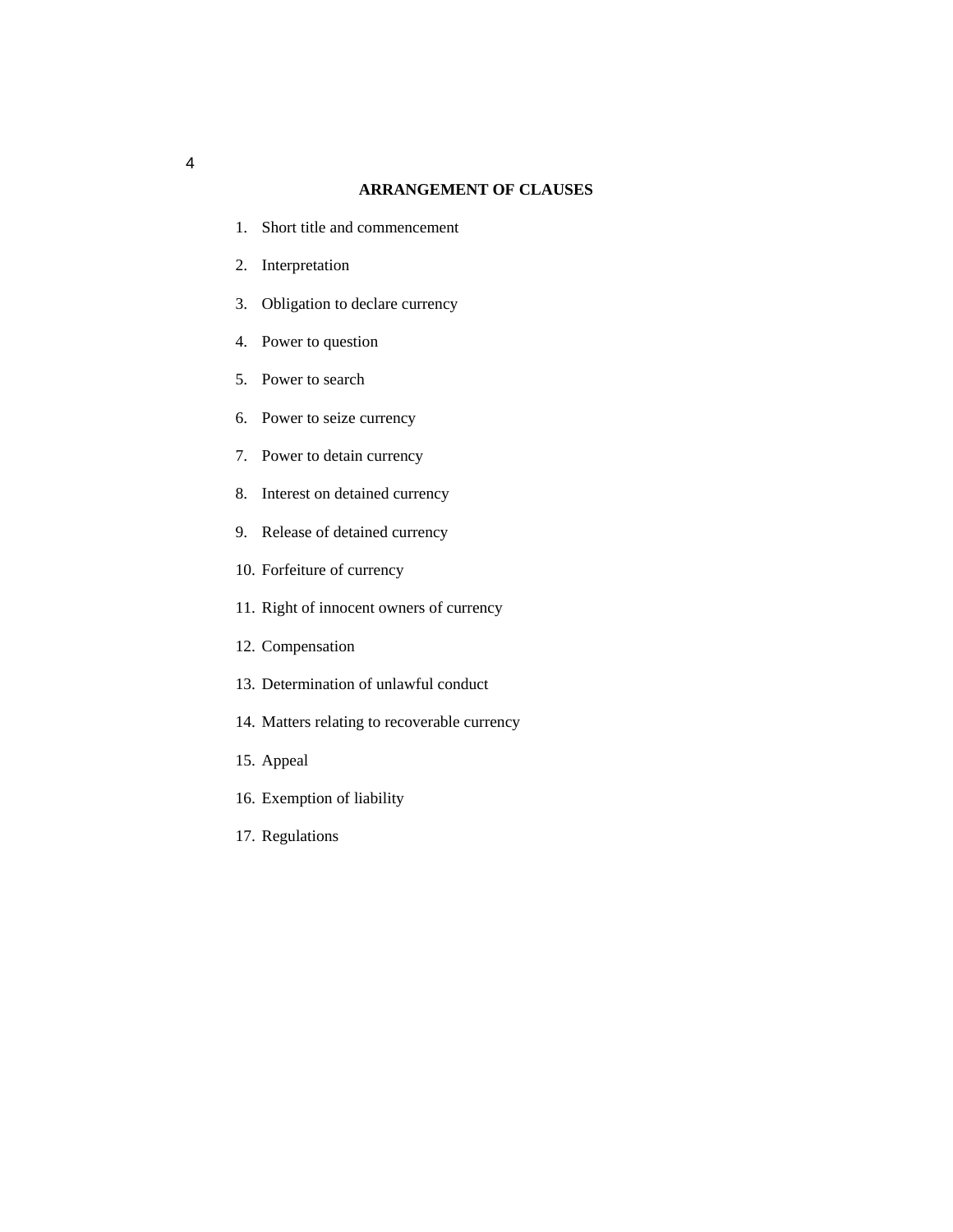## ARRANGEMENT OF CLAUSES

1. Short title and commencement
2. Interpretation
3. Obligation to declare currency
4. Power to question
5. Power to search
6. Power to seize currency
7. Power to detain currency
8. Interest on detained currency
9. Release of detained currency
10. Forfeiture of currency
11. Right of innocent owners of currency
12. Compensation
13. Determination of unlawful conduct
14. Matters relating to recoverable currency
15. Appeal
16. Exemption of liability
17. Regulations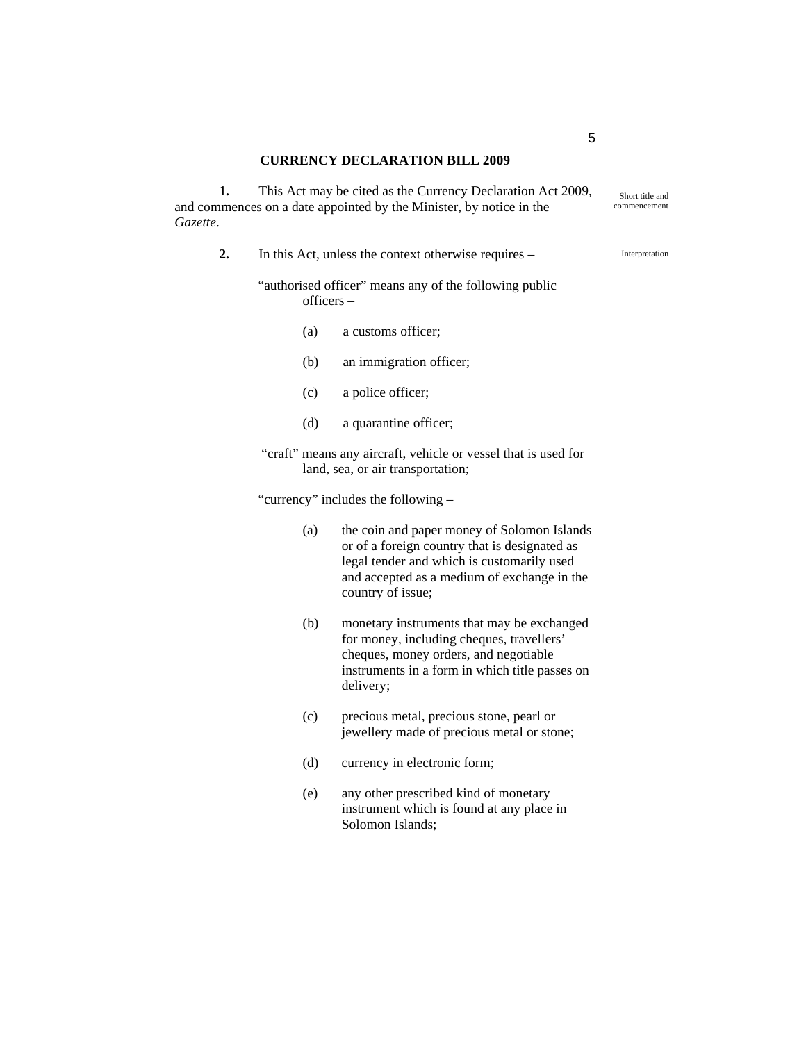## CURRENCY DECLARATION BILL 2009

**1.** This Act may be cited as the Currency Declaration Act 2009, and commences on a date appointed by the Minister, by notice in the *Gazette*.

Short title and commencement

**2.** In this Act, unless the context otherwise requires –

Interpretation

"authorised officer" means any of the following public officers –

(a) a customs officer;

(b) an immigration officer;

(c) a police officer;

(d) a quarantine officer;

"craft" means any aircraft, vehicle or vessel that is used for land, sea, or air transportation;

"currency" includes the following –

(a) the coin and paper money of Solomon Islands or of a foreign country that is designated as legal tender and which is customarily used and accepted as a medium of exchange in the country of issue;

(b) monetary instruments that may be exchanged for money, including cheques, travellers' cheques, money orders, and negotiable instruments in a form in which title passes on delivery;

(c) precious metal, precious stone, pearl or jewellery made of precious metal or stone;

(d) currency in electronic form;

(e) any other prescribed kind of monetary instrument which is found at any place in Solomon Islands;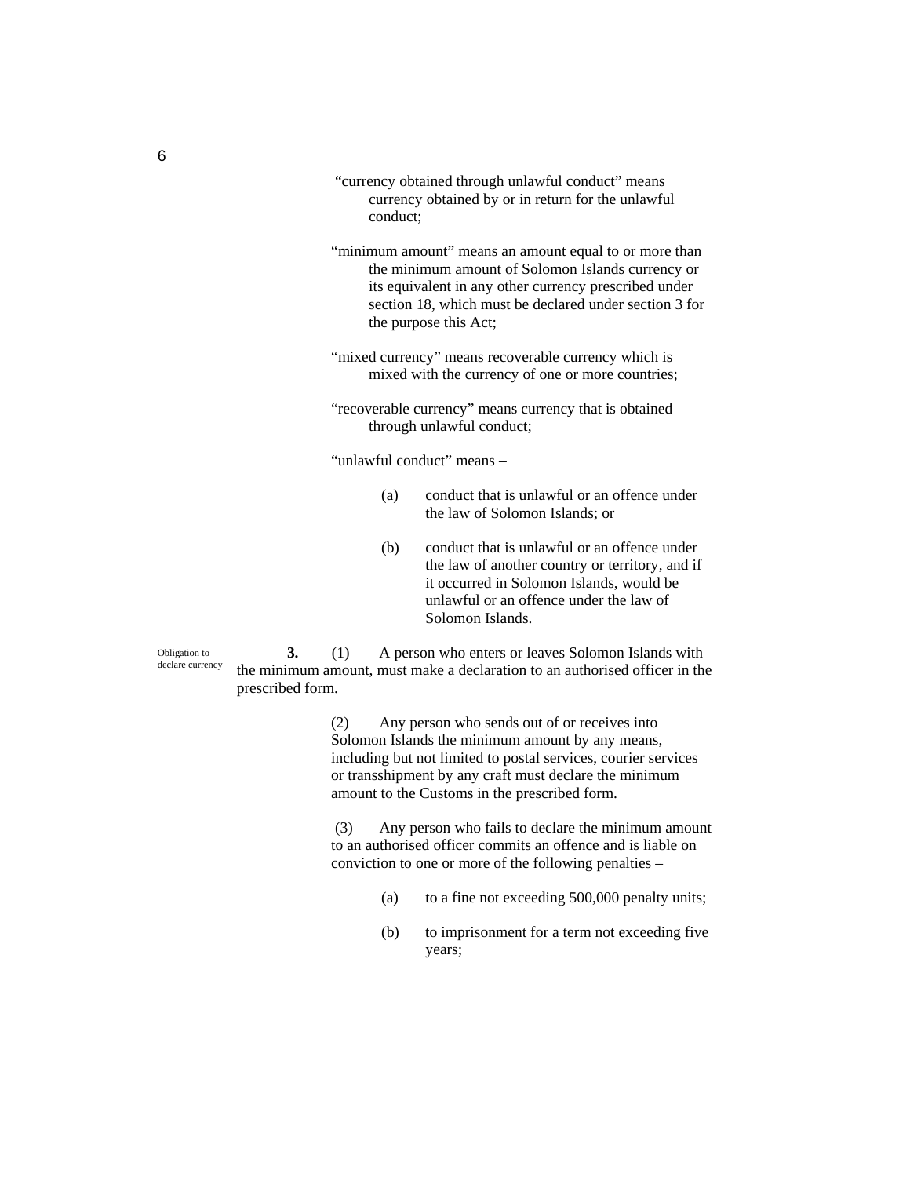"currency obtained through unlawful conduct" means currency obtained by or in return for the unlawful conduct;

"minimum amount" means an amount equal to or more than the minimum amount of Solomon Islands currency or its equivalent in any other currency prescribed under section 18, which must be declared under section 3 for the purpose this Act;

"mixed currency" means recoverable currency which is mixed with the currency of one or more countries;

"recoverable currency" means currency that is obtained through unlawful conduct;

"unlawful conduct" means –

(a) conduct that is unlawful or an offence under the law of Solomon Islands; or

(b) conduct that is unlawful or an offence under the law of another country or territory, and if it occurred in Solomon Islands, would be unlawful or an offence under the law of Solomon Islands.

*Obligation to declare currency*

**3.** (1) A person who enters or leaves Solomon Islands with the minimum amount, must make a declaration to an authorised officer in the prescribed form.

(2) Any person who sends out of or receives into Solomon Islands the minimum amount by any means, including but not limited to postal services, courier services or transshipment by any craft must declare the minimum amount to the Customs in the prescribed form.

(3) Any person who fails to declare the minimum amount to an authorised officer commits an offence and is liable on conviction to one or more of the following penalties –

(a) to a fine not exceeding 500,000 penalty units;

(b) to imprisonment for a term not exceeding five years;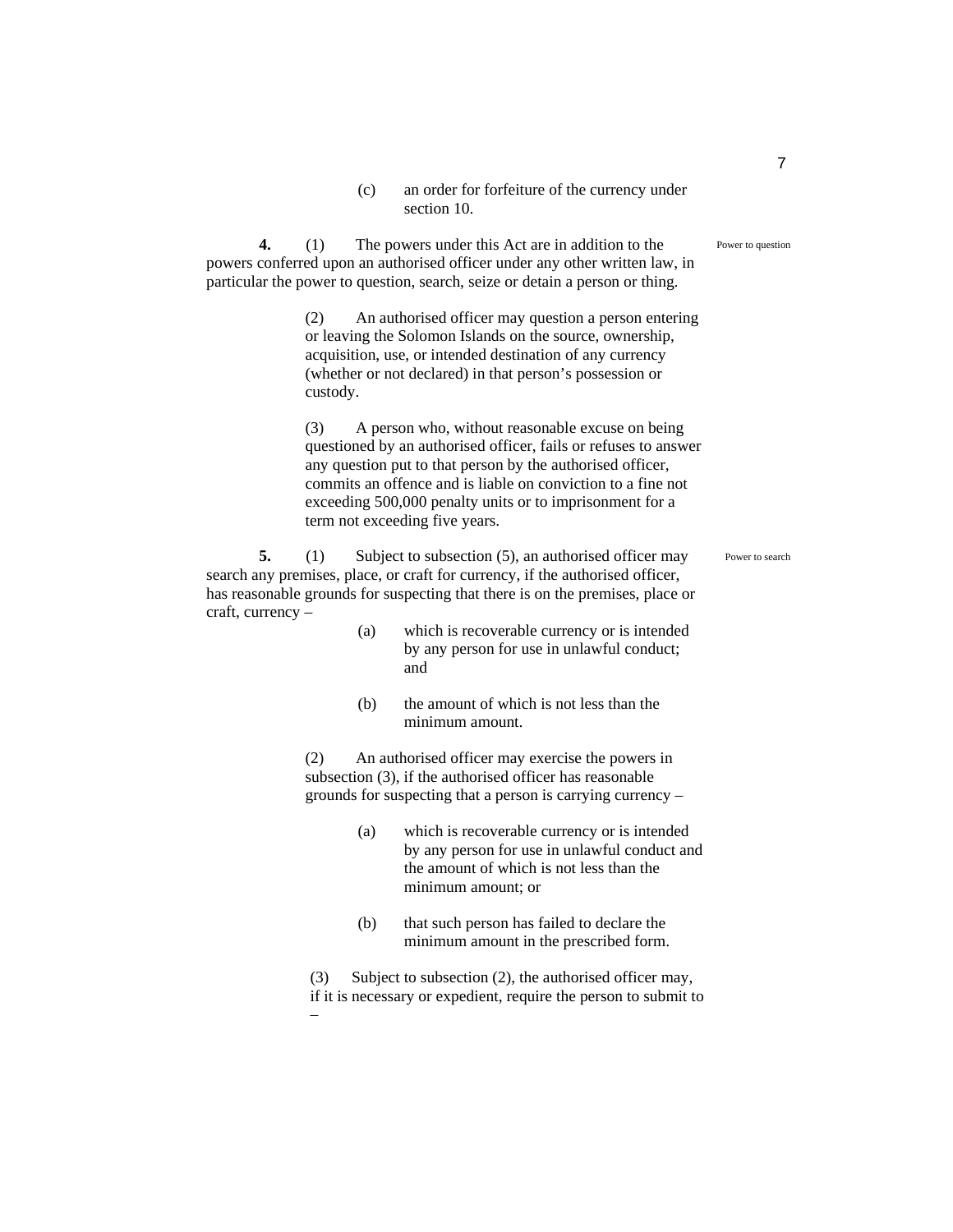(c) an order for forfeiture of the currency under section 10.

**4.** (1) The powers under this Act are in addition to the powers conferred upon an authorised officer under any other written law, in particular the power to question, search, seize or detain a person or thing.

Power to question

(2) An authorised officer may question a person entering or leaving the Solomon Islands on the source, ownership, acquisition, use, or intended destination of any currency (whether or not declared) in that person's possession or custody.

(3) A person who, without reasonable excuse on being questioned by an authorised officer, fails or refuses to answer any question put to that person by the authorised officer, commits an offence and is liable on conviction to a fine not exceeding 500,000 penalty units or to imprisonment for a term not exceeding five years.

**5.** (1) Subject to subsection (5), an authorised officer may search any premises, place, or craft for currency, if the authorised officer, has reasonable grounds for suspecting that there is on the premises, place or craft, currency –

Power to search

(a) which is recoverable currency or is intended by any person for use in unlawful conduct; and

(b) the amount of which is not less than the minimum amount.

(2) An authorised officer may exercise the powers in subsection (3), if the authorised officer has reasonable grounds for suspecting that a person is carrying currency –

(a) which is recoverable currency or is intended by any person for use in unlawful conduct and the amount of which is not less than the minimum amount; or

(b) that such person has failed to declare the minimum amount in the prescribed form.

(3) Subject to subsection (2), the authorised officer may, if it is necessary or expedient, require the person to submit to –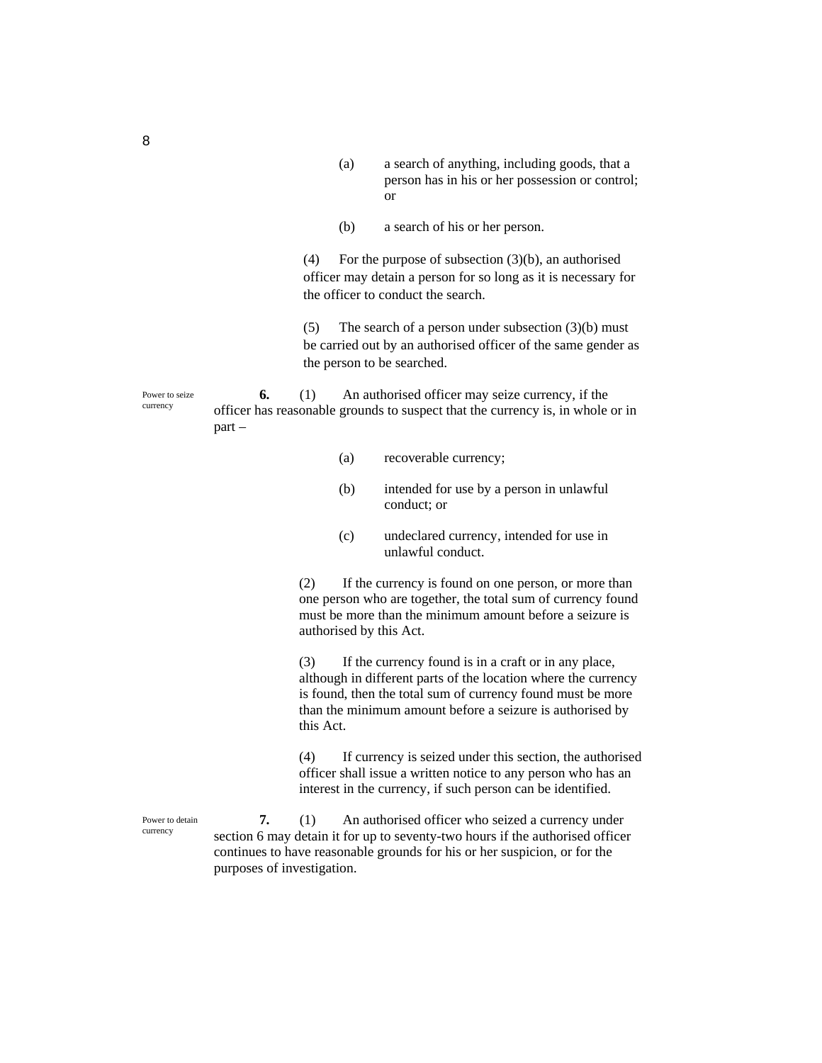(a) a search of anything, including goods, that a person has in his or her possession or control; or

(b) a search of his or her person.

(4) For the purpose of subsection (3)(b), an authorised officer may detain a person for so long as it is necessary for the officer to conduct the search.

(5) The search of a person under subsection (3)(b) must be carried out by an authorised officer of the same gender as the person to be searched.

Power to seize currency

**6.** (1) An authorised officer may seize currency, if the officer has reasonable grounds to suspect that the currency is, in whole or in part –

(a) recoverable currency;

(b) intended for use by a person in unlawful conduct; or

(c) undeclared currency, intended for use in unlawful conduct.

(2) If the currency is found on one person, or more than one person who are together, the total sum of currency found must be more than the minimum amount before a seizure is authorised by this Act.

(3) If the currency found is in a craft or in any place, although in different parts of the location where the currency is found, then the total sum of currency found must be more than the minimum amount before a seizure is authorised by this Act.

(4) If currency is seized under this section, the authorised officer shall issue a written notice to any person who has an interest in the currency, if such person can be identified.

Power to detain currency

**7.** (1) An authorised officer who seized a currency under section 6 may detain it for up to seventy-two hours if the authorised officer continues to have reasonable grounds for his or her suspicion, or for the purposes of investigation.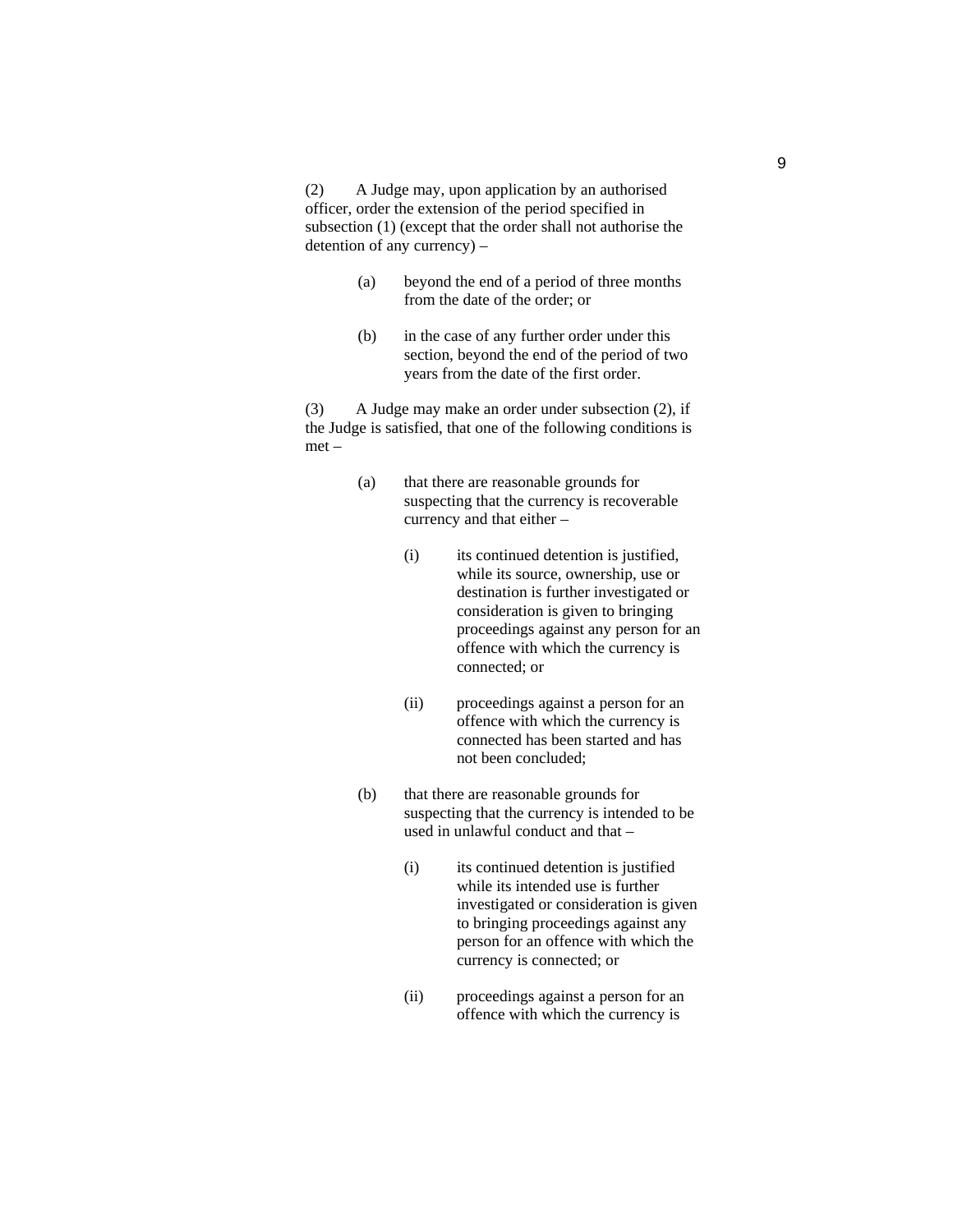(2) A Judge may, upon application by an authorised officer, order the extension of the period specified in subsection (1) (except that the order shall not authorise the detention of any currency) –

> (a) beyond the end of a period of three months from the date of the order; or
>
> (b) in the case of any further order under this section, beyond the end of the period of two years from the date of the first order.

(3) A Judge may make an order under subsection (2), if the Judge is satisfied, that one of the following conditions is met –

> (a) that there are reasonable grounds for suspecting that the currency is recoverable currency and that either –
>
> > (i) its continued detention is justified, while its source, ownership, use or destination is further investigated or consideration is given to bringing proceedings against any person for an offence with which the currency is connected; or
> >
> > (ii) proceedings against a person for an offence with which the currency is connected has been started and has not been concluded;
>
> (b) that there are reasonable grounds for suspecting that the currency is intended to be used in unlawful conduct and that –
>
> > (i) its continued detention is justified while its intended use is further investigated or consideration is given to bringing proceedings against any person for an offence with which the currency is connected; or
> >
> > (ii) proceedings against a person for an offence with which the currency is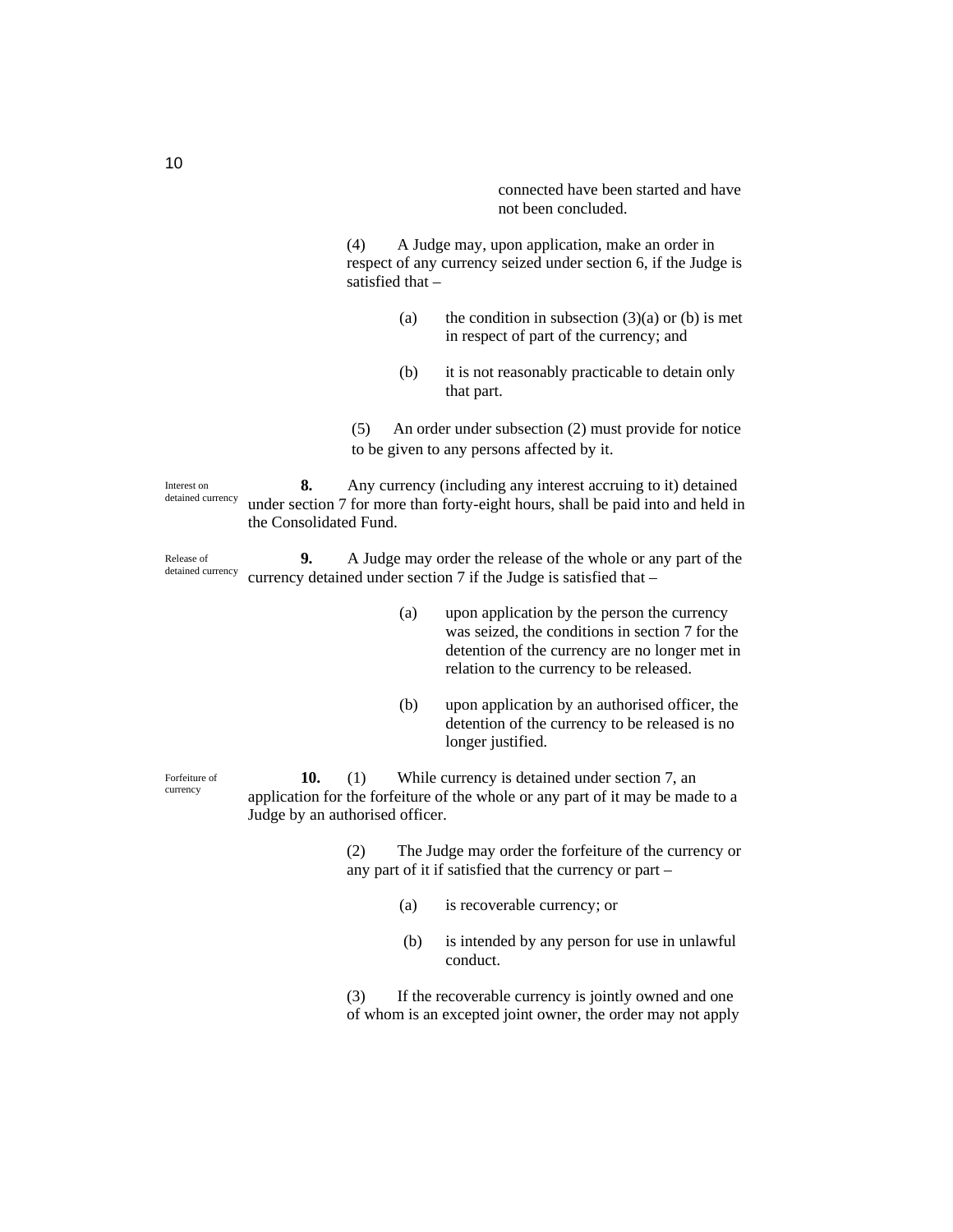connected have been started and have not been concluded.

(4) A Judge may, upon application, make an order in respect of any currency seized under section 6, if the Judge is satisfied that –

(a) the condition in subsection (3)(a) or (b) is met in respect of part of the currency; and

(b) it is not reasonably practicable to detain only that part.

(5) An order under subsection (2) must provide for notice to be given to any persons affected by it.

Interest on detained currency

**8.** Any currency (including any interest accruing to it) detained under section 7 for more than forty-eight hours, shall be paid into and held in the Consolidated Fund.

Release of detained currency

**9.** A Judge may order the release of the whole or any part of the currency detained under section 7 if the Judge is satisfied that –

(a) upon application by the person the currency was seized, the conditions in section 7 for the detention of the currency are no longer met in relation to the currency to be released.

(b) upon application by an authorised officer, the detention of the currency to be released is no longer justified.

Forfeiture of currency

**10.** (1) While currency is detained under section 7, an application for the forfeiture of the whole or any part of it may be made to a Judge by an authorised officer.

(2) The Judge may order the forfeiture of the currency or any part of it if satisfied that the currency or part –

(a) is recoverable currency; or

(b) is intended by any person for use in unlawful conduct.

(3) If the recoverable currency is jointly owned and one of whom is an excepted joint owner, the order may not apply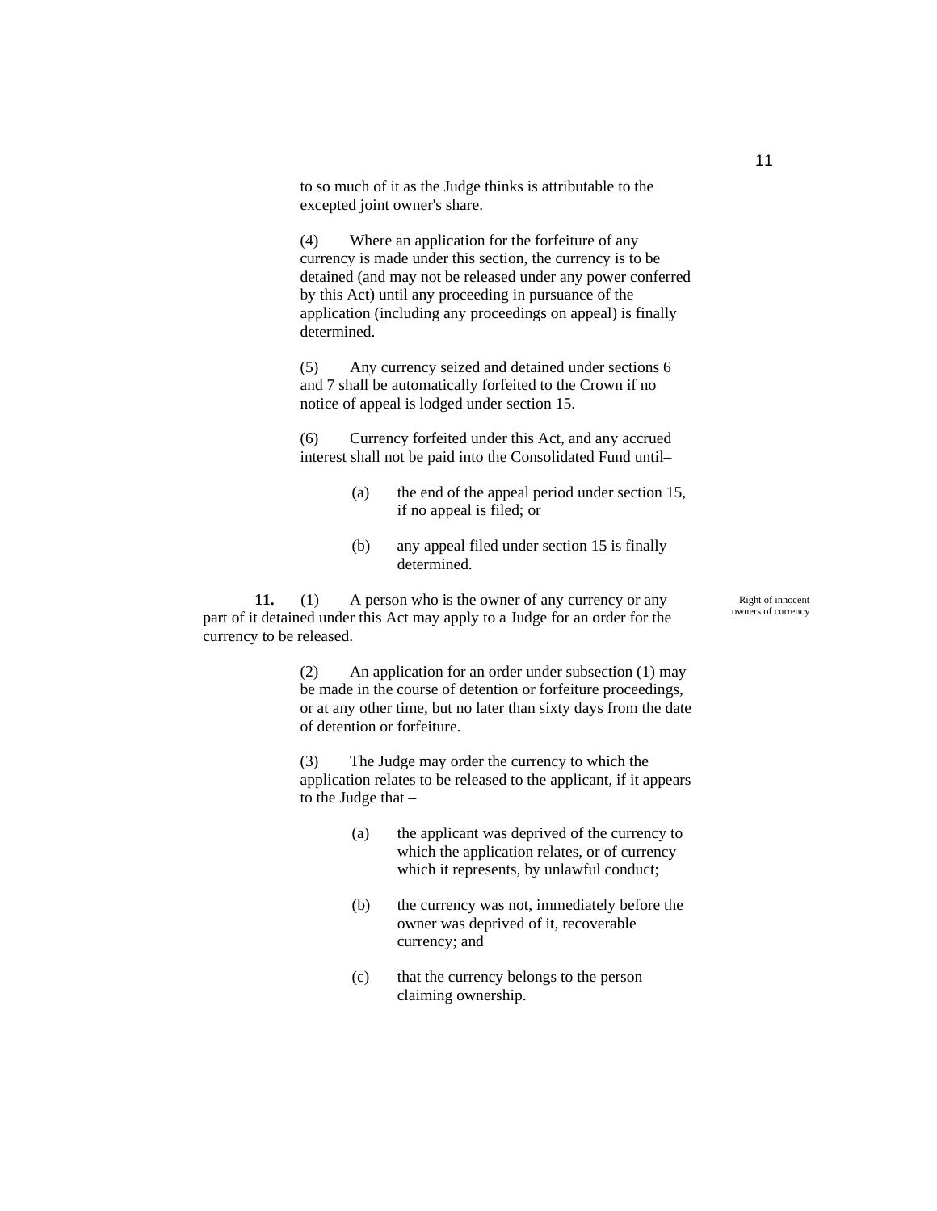to so much of it as the Judge thinks is attributable to the excepted joint owner's share.

(4) Where an application for the forfeiture of any currency is made under this section, the currency is to be detained (and may not be released under any power conferred by this Act) until any proceeding in pursuance of the application (including any proceedings on appeal) is finally determined.

(5) Any currency seized and detained under sections 6 and 7 shall be automatically forfeited to the Crown if no notice of appeal is lodged under section 15.

(6) Currency forfeited under this Act, and any accrued interest shall not be paid into the Consolidated Fund until–

(a) the end of the appeal period under section 15, if no appeal is filed; or

(b) any appeal filed under section 15 is finally determined.

*Right of innocent owners of currency*

**11.** (1) A person who is the owner of any currency or any part of it detained under this Act may apply to a Judge for an order for the currency to be released.

(2) An application for an order under subsection (1) may be made in the course of detention or forfeiture proceedings, or at any other time, but no later than sixty days from the date of detention or forfeiture.

(3) The Judge may order the currency to which the application relates to be released to the applicant, if it appears to the Judge that –

(a) the applicant was deprived of the currency to which the application relates, or of currency which it represents, by unlawful conduct;

(b) the currency was not, immediately before the owner was deprived of it, recoverable currency; and

(c) that the currency belongs to the person claiming ownership.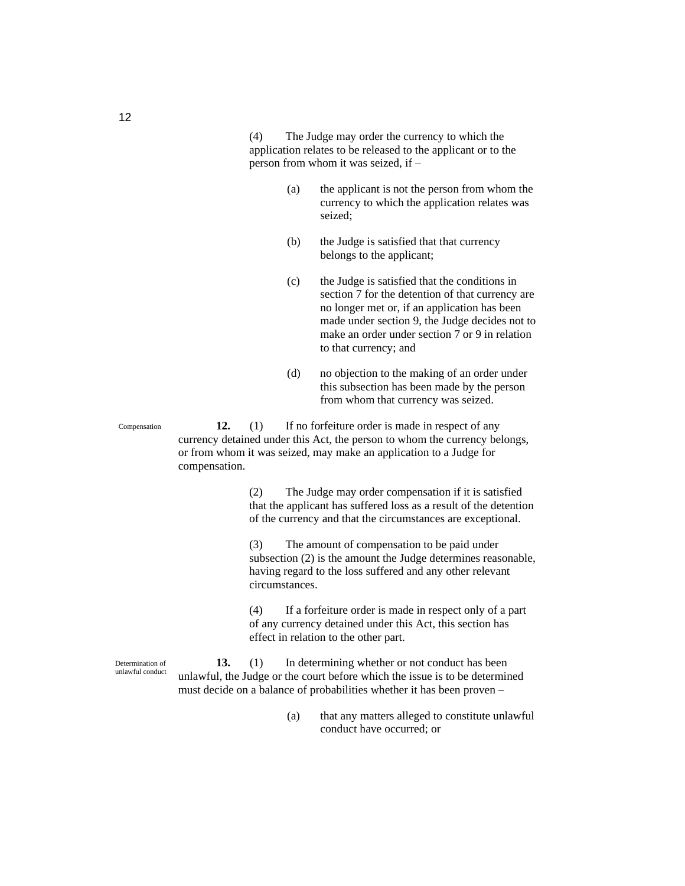(4) The Judge may order the currency to which the application relates to be released to the applicant or to the person from whom it was seized, if –

(a) the applicant is not the person from whom the currency to which the application relates was seized;

(b) the Judge is satisfied that that currency belongs to the applicant;

(c) the Judge is satisfied that the conditions in section 7 for the detention of that currency are no longer met or, if an application has been made under section 9, the Judge decides not to make an order under section 7 or 9 in relation to that currency; and

(d) no objection to the making of an order under this subsection has been made by the person from whom that currency was seized.

Compensation

**12.** (1) If no forfeiture order is made in respect of any currency detained under this Act, the person to whom the currency belongs, or from whom it was seized, may make an application to a Judge for compensation.

(2) The Judge may order compensation if it is satisfied that the applicant has suffered loss as a result of the detention of the currency and that the circumstances are exceptional.

(3) The amount of compensation to be paid under subsection (2) is the amount the Judge determines reasonable, having regard to the loss suffered and any other relevant circumstances.

(4) If a forfeiture order is made in respect only of a part of any currency detained under this Act, this section has effect in relation to the other part.

Determination of unlawful conduct

**13.** (1) In determining whether or not conduct has been unlawful, the Judge or the court before which the issue is to be determined must decide on a balance of probabilities whether it has been proven –

(a) that any matters alleged to constitute unlawful conduct have occurred; or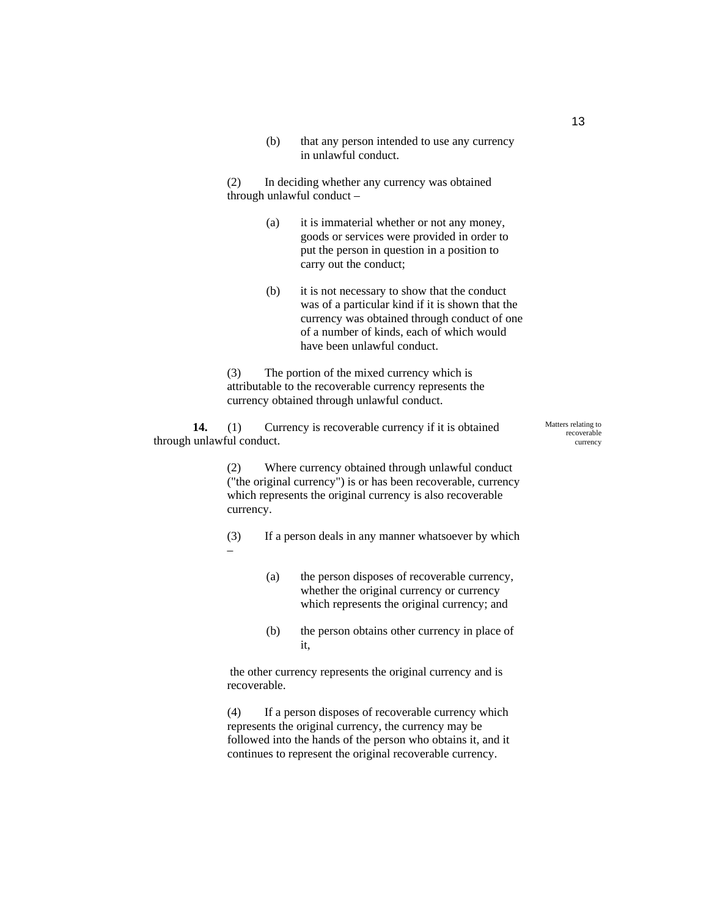(b) that any person intended to use any currency in unlawful conduct.

(2) In deciding whether any currency was obtained through unlawful conduct –

(a) it is immaterial whether or not any money, goods or services were provided in order to put the person in question in a position to carry out the conduct;

(b) it is not necessary to show that the conduct was of a particular kind if it is shown that the currency was obtained through conduct of one of a number of kinds, each of which would have been unlawful conduct.

(3) The portion of the mixed currency which is attributable to the recoverable currency represents the currency obtained through unlawful conduct.

*Matters relating to recoverable currency*

**14.** (1) Currency is recoverable currency if it is obtained through unlawful conduct.

(2) Where currency obtained through unlawful conduct ("the original currency") is or has been recoverable, currency which represents the original currency is also recoverable currency.

(3) If a person deals in any manner whatsoever by which –

(a) the person disposes of recoverable currency, whether the original currency or currency which represents the original currency; and

(b) the person obtains other currency in place of it,

the other currency represents the original currency and is recoverable.

(4) If a person disposes of recoverable currency which represents the original currency, the currency may be followed into the hands of the person who obtains it, and it continues to represent the original recoverable currency.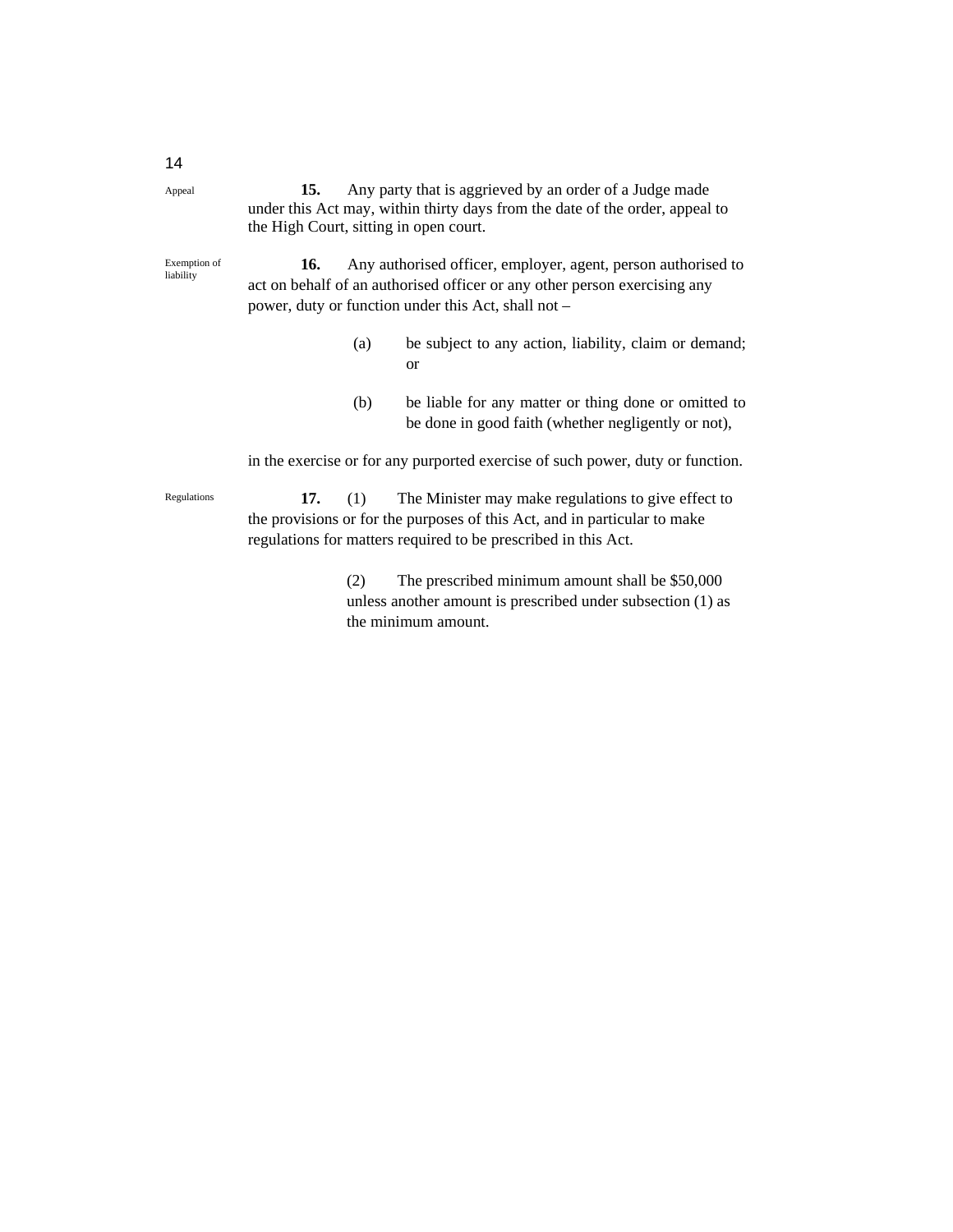Appeal

**15.** Any party that is aggrieved by an order of a Judge made under this Act may, within thirty days from the date of the order, appeal to the High Court, sitting in open court.

Exemption of liability

**16.** Any authorised officer, employer, agent, person authorised to act on behalf of an authorised officer or any other person exercising any power, duty or function under this Act, shall not –

(a) be subject to any action, liability, claim or demand; or

(b) be liable for any matter or thing done or omitted to be done in good faith (whether negligently or not),

in the exercise or for any purported exercise of such power, duty or function.

Regulations

**17.** (1) The Minister may make regulations to give effect to the provisions or for the purposes of this Act, and in particular to make regulations for matters required to be prescribed in this Act.

(2) The prescribed minimum amount shall be $50,000 unless another amount is prescribed under subsection (1) as the minimum amount.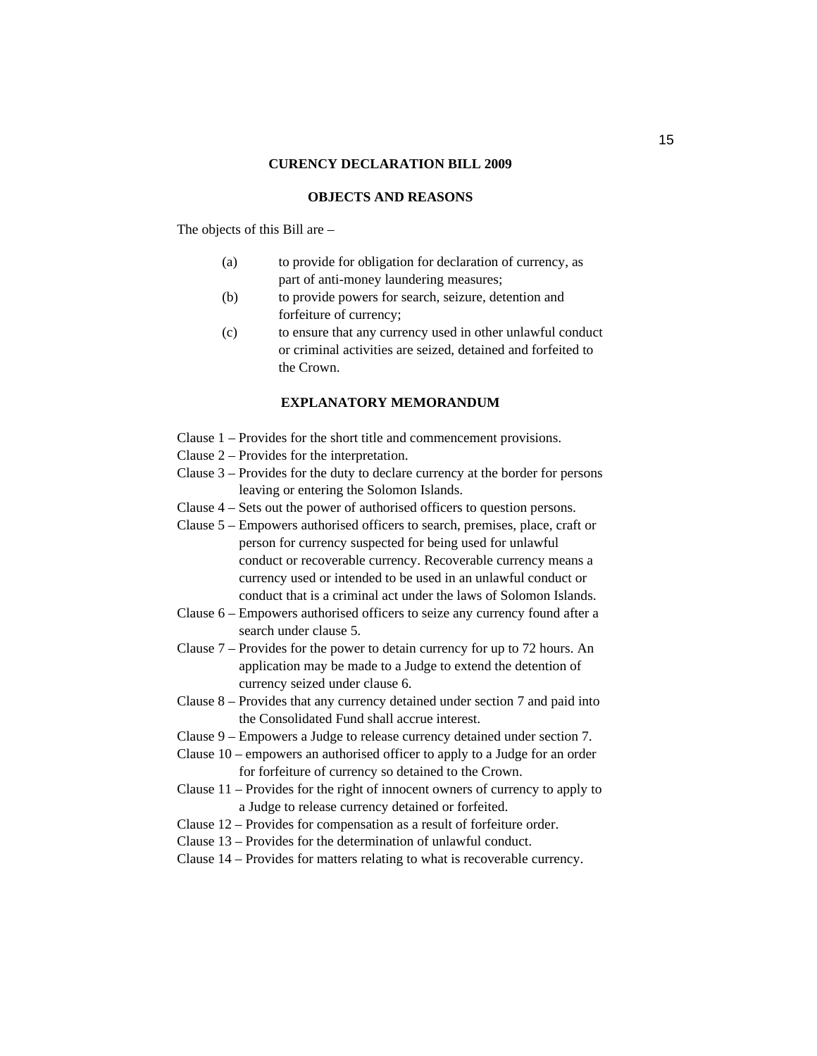**CURENCY DECLARATION BILL 2009**

**OBJECTS AND REASONS**

The objects of this Bill are –

(a) to provide for obligation for declaration of currency, as part of anti-money laundering measures;

(b) to provide powers for search, seizure, detention and forfeiture of currency;

(c) to ensure that any currency used in other unlawful conduct or criminal activities are seized, detained and forfeited to the Crown.

**EXPLANATORY MEMORANDUM**

Clause 1 – Provides for the short title and commencement provisions.

Clause 2 – Provides for the interpretation.

Clause 3 – Provides for the duty to declare currency at the border for persons leaving or entering the Solomon Islands.

Clause 4 – Sets out the power of authorised officers to question persons.

Clause 5 – Empowers authorised officers to search, premises, place, craft or person for currency suspected for being used for unlawful conduct or recoverable currency. Recoverable currency means a currency used or intended to be used in an unlawful conduct or conduct that is a criminal act under the laws of Solomon Islands.

Clause 6 – Empowers authorised officers to seize any currency found after a search under clause 5.

Clause 7 – Provides for the power to detain currency for up to 72 hours. An application may be made to a Judge to extend the detention of currency seized under clause 6.

Clause 8 – Provides that any currency detained under section 7 and paid into the Consolidated Fund shall accrue interest.

Clause 9 – Empowers a Judge to release currency detained under section 7.

Clause 10 – empowers an authorised officer to apply to a Judge for an order for forfeiture of currency so detained to the Crown.

Clause 11 – Provides for the right of innocent owners of currency to apply to a Judge to release currency detained or forfeited.

Clause 12 – Provides for compensation as a result of forfeiture order.

Clause 13 – Provides for the determination of unlawful conduct.

Clause 14 – Provides for matters relating to what is recoverable currency.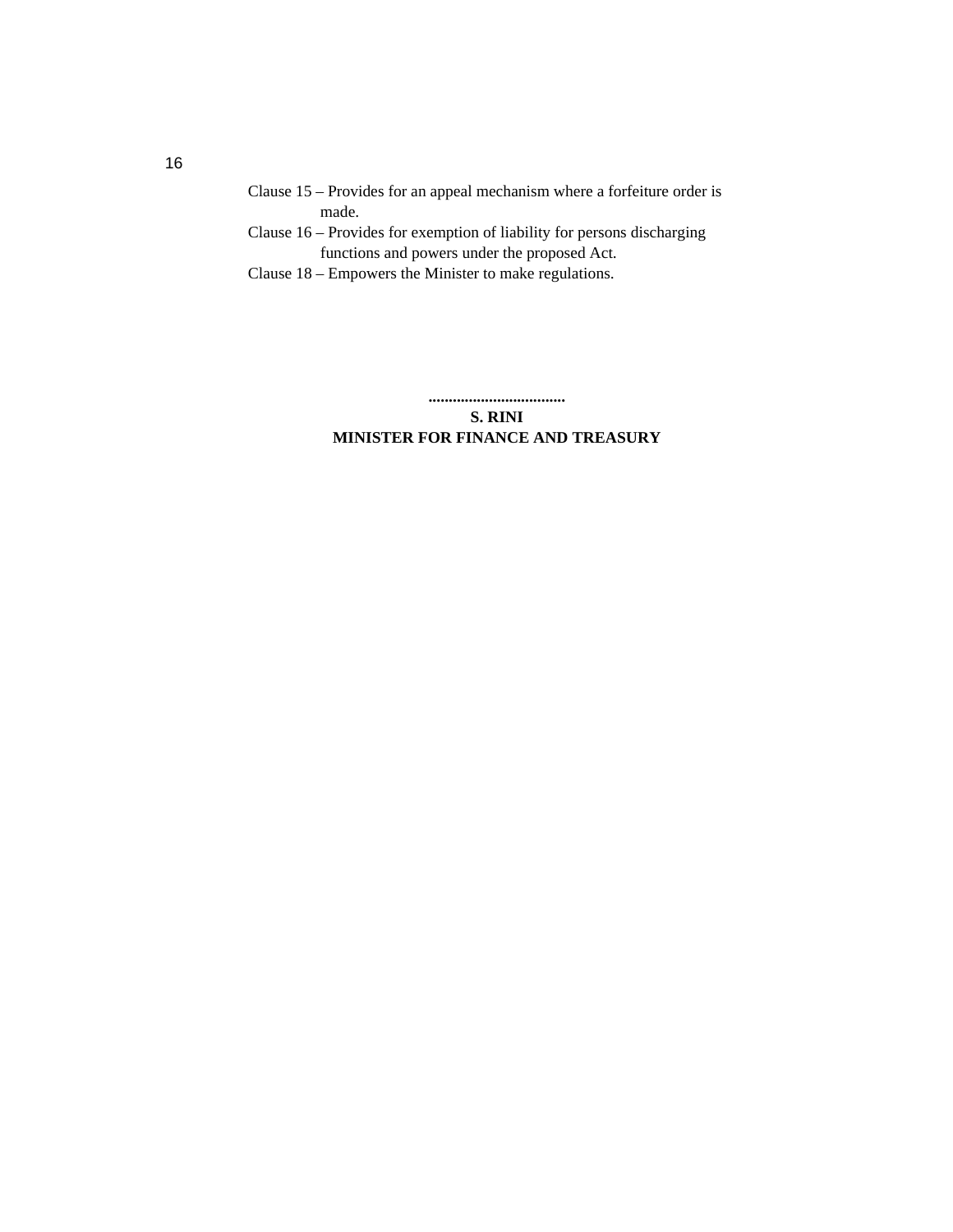Clause 15 – Provides for an appeal mechanism where a forfeiture order is made.

Clause 16 – Provides for exemption of liability for persons discharging functions and powers under the proposed Act.

Clause 18 – Empowers the Minister to make regulations.

**..................................**

**S. RINI**

**MINISTER FOR FINANCE AND TREASURY**